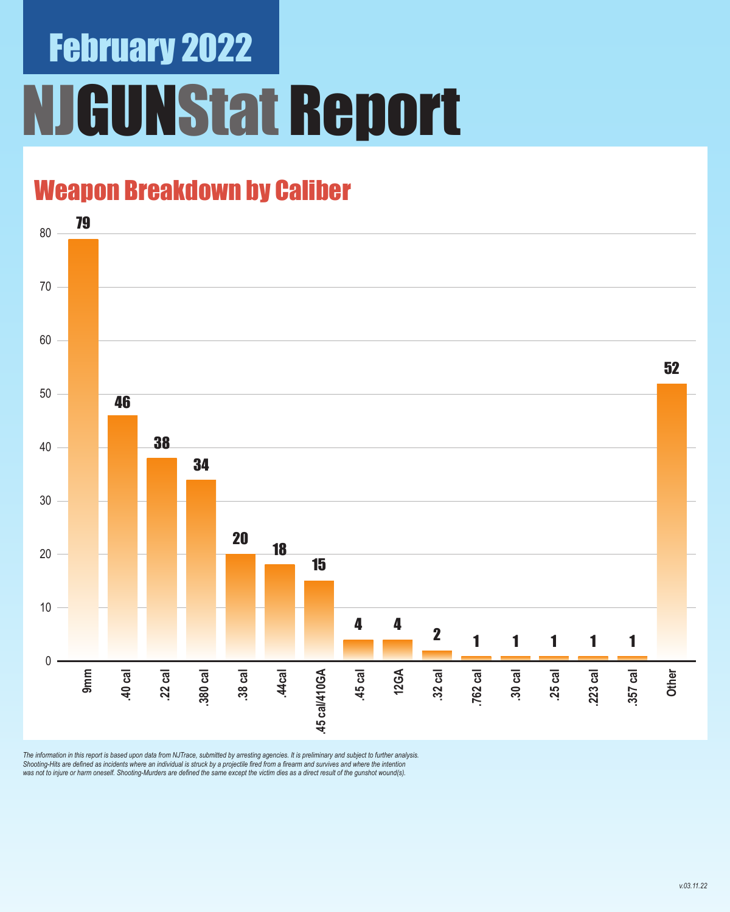# February 2022

# NJGUNStat Report

## Weapon Breakdown by Caliber

| Caliber | Count |
|---|---|
| 9mm | 79 |
| .40 cal | 46 |
| .22 cal | 38 |
| .380 cal | 34 |
| .38 cal | 20 |
| .44cal | 18 |
| .45 cal/410GA | 15 |
| .45 cal | 4 |
| 12GA | 4 |
| .32 cal | 2 |
| .762 cal | 1 |
| .30 cal | 1 |
| .25 cal | 1 |
| .223 cal | 1 |
| .357 cal | 1 |
| Other | 52 |

*The information in this report is based upon data from NJTrace, submitted by arresting agencies. It is preliminary and subject to further analysis. Shooting-Hits are defined as incidents where an individual is struck by a projectile fired from a firearm and survives and where the intention was not to injure or harm oneself. Shooting-Murders are defined the same except the victim dies as a direct result of the gunshot wound(s).*

*v.03.11.22*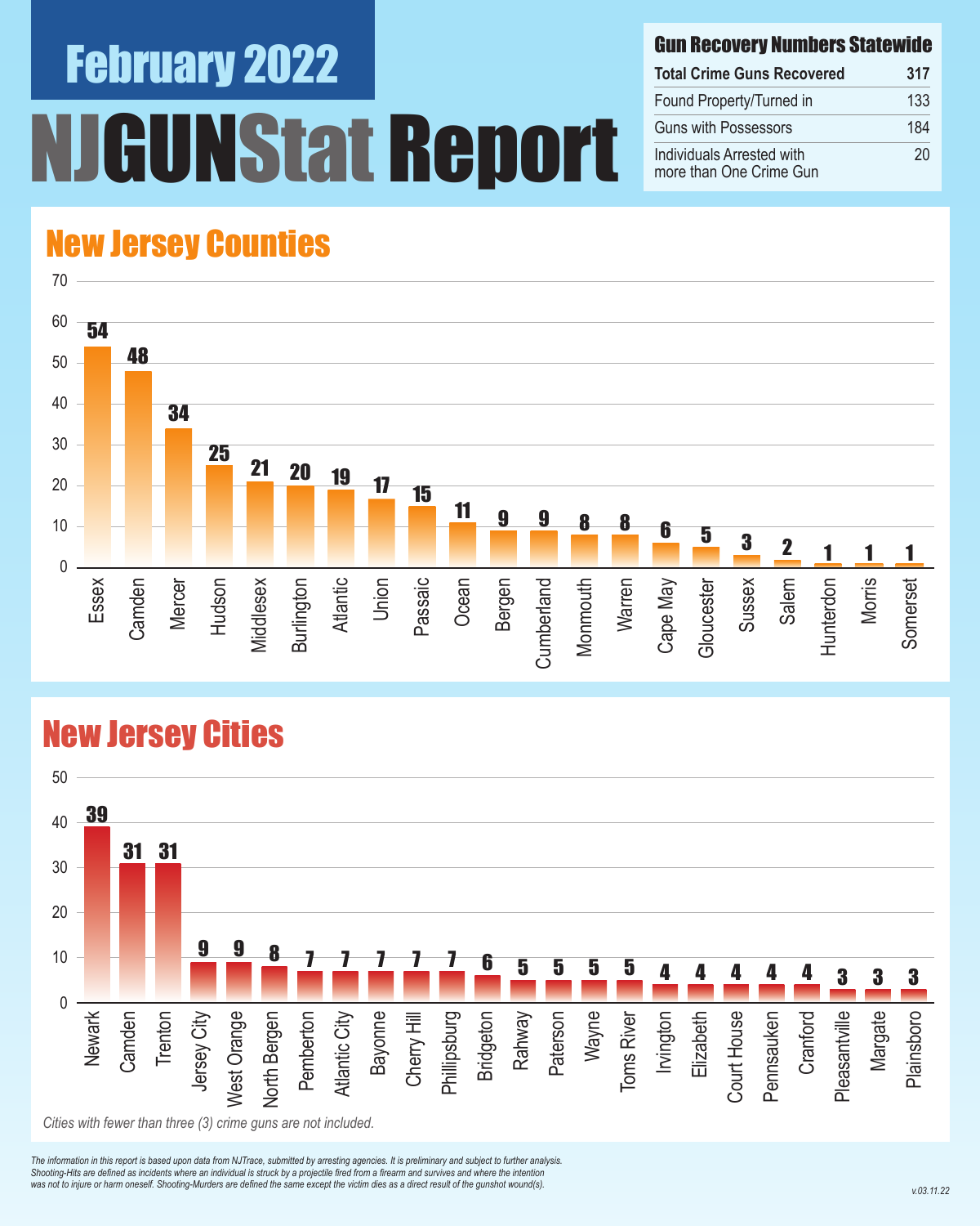# February 2022

# NJGUNStat Report

## Gun Recovery Numbers Statewide

| Gun Recovery Numbers Statewide | |
|---|---|
| **Total Crime Guns Recovered** | **317** |
| Found Property/Turned in | 133 |
| Guns with Possessors | 184 |
| Individuals Arrested with more than One Crime Gun | 20 |

## New Jersey Counties

| County | Crime Guns |
|---|---|
| Essex | 54 |
| Camden | 48 |
| Mercer | 34 |
| Hudson | 25 |
| Middlesex | 21 |
| Burlington | 20 |
| Atlantic | 19 |
| Union | 17 |
| Passaic | 15 |
| Ocean | 11 |
| Bergen | 9 |
| Cumberland | 9 |
| Monmouth | 8 |
| Warren | 8 |
| Cape May | 6 |
| Gloucester | 5 |
| Sussex | 3 |
| Salem | 2 |
| Hunterdon | 1 |
| Morris | 1 |
| Somerset | 1 |

## New Jersey Cities

| City | Crime Guns |
|---|---|
| Newark | 39 |
| Camden | 31 |
| Trenton | 31 |
| Jersey City | 9 |
| West Orange | 9 |
| North Bergen | 8 |
| Pemberton | 7 |
| Atlantic City | 7 |
| Bayonne | 7 |
| Cherry Hill | 7 |
| Phillipsburg | 7 |
| Bridgeton | 6 |
| Rahway | 5 |
| Paterson | 5 |
| Wayne | 5 |
| Toms River | 5 |
| Irvington | 4 |
| Elizabeth | 4 |
| Court House | 4 |
| Pennsauken | 4 |
| Cranford | 4 |
| Pleasantville | 3 |
| Margate | 3 |
| Plainsboro | 3 |

*Cities with fewer than three (3) crime guns are not included.*

*The information in this report is based upon data from NJTrace, submitted by arresting agencies. It is preliminary and subject to further analysis. Shooting-Hits are defined as incidents where an individual is struck by a projectile fired from a firearm and survives and where the intention was not to injure or harm oneself. Shooting-Murders are defined the same except the victim dies as a direct result of the gunshot wound(s).*

v.03.11.22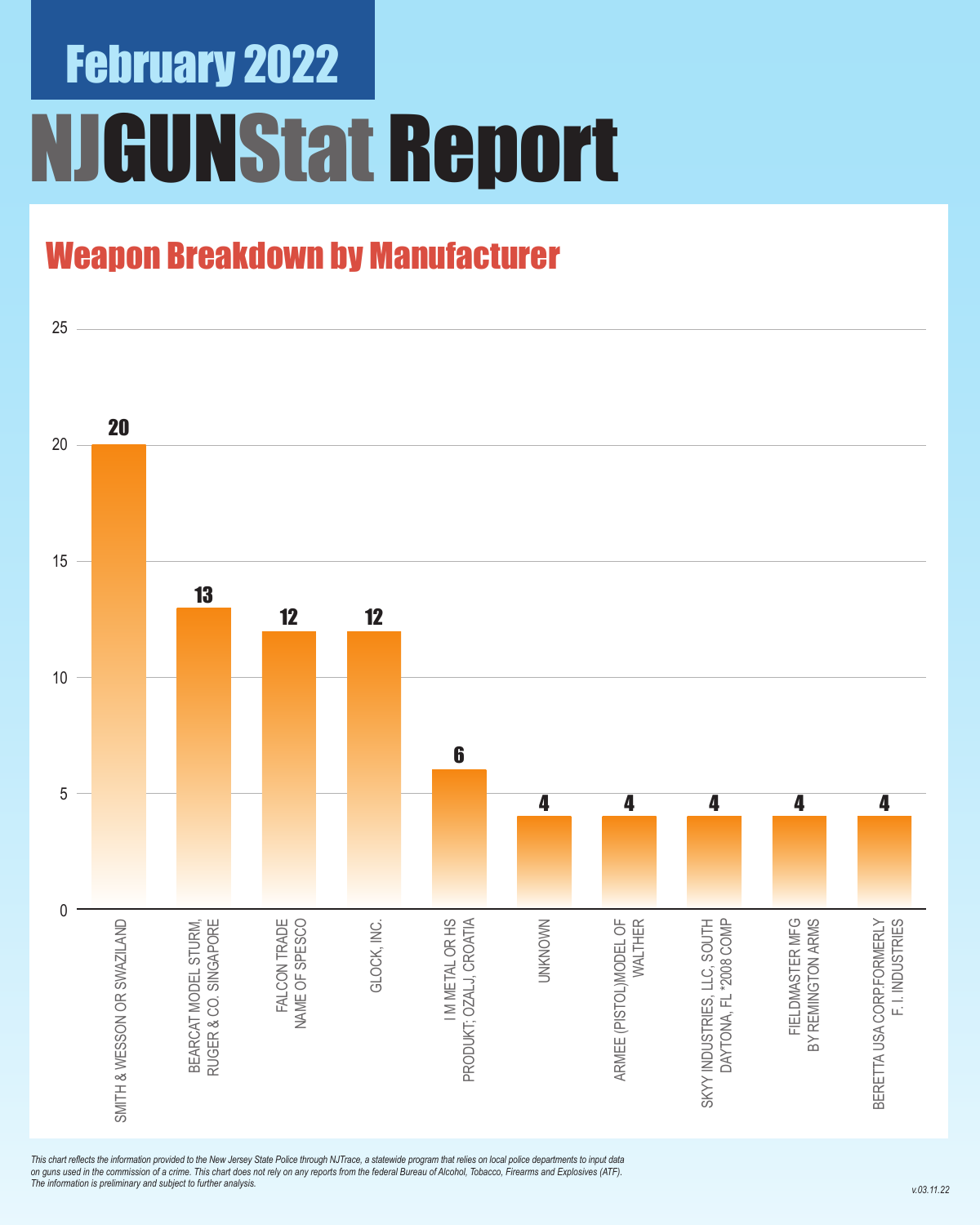# February 2022

# NJGUNStat Report

## Weapon Breakdown by Manufacturer

| Manufacturer | Count |
|---|---|
| SMITH & WESSON OR SWAZILAND | 20 |
| BEARCAT MODEL STURM, RUGER & CO. SINGAPORE | 13 |
| FALCON TRADE NAME OF SPESCO | 12 |
| GLOCK, INC. | 12 |
| I M METAL OR HS PRODUKT; OZALJ, CROATIA | 6 |
| UNKNOWN | 4 |
| ARMEE (PISTOL)MODEL OF WALTHER | 4 |
| SKYY INDUSTRIES, LLC, SOUTH DAYTONA, FL *2008 COMP | 4 |
| FIELDMASTER MFG BY REMINGTON ARMS | 4 |
| BERETTA USA CORP.FORMERLY F. I. INDUSTRIES | 4 |

*This chart reflects the information provided to the New Jersey State Police through NJTrace, a statewide program that relies on local police departments to input data on guns used in the commission of a crime. This chart does not rely on any reports from the federal Bureau of Alcohol, Tobacco, Firearms and Explosives (ATF). The information is preliminary and subject to further analysis.*

v.03.11.22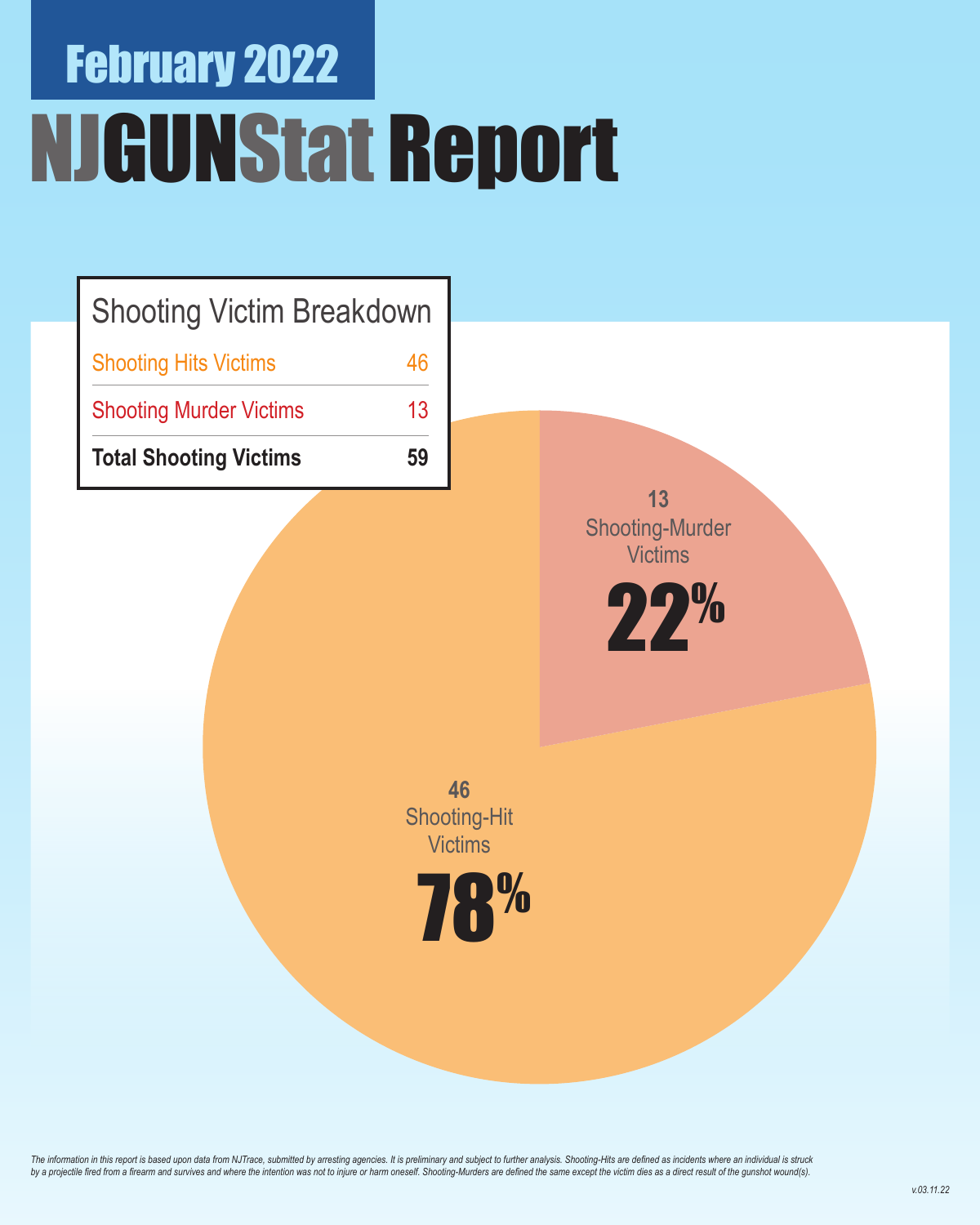# February 2022

# NJGUNStat Report

## Shooting Victim Breakdown

| | |
|---|---|
| Shooting Hits Victims | 46 |
| Shooting Murder Victims | 13 |
| **Total Shooting Victims** | **59** |

13
Shooting-Murder Victims
22%

46
Shooting-Hit Victims
78%

*The information in this report is based upon data from NJTrace, submitted by arresting agencies. It is preliminary and subject to further analysis. Shooting-Hits are defined as incidents where an individual is struck by a projectile fired from a firearm and survives and where the intention was not to injure or harm oneself. Shooting-Murders are defined the same except the victim dies as a direct result of the gunshot wound(s).*

*v.03.11.22*